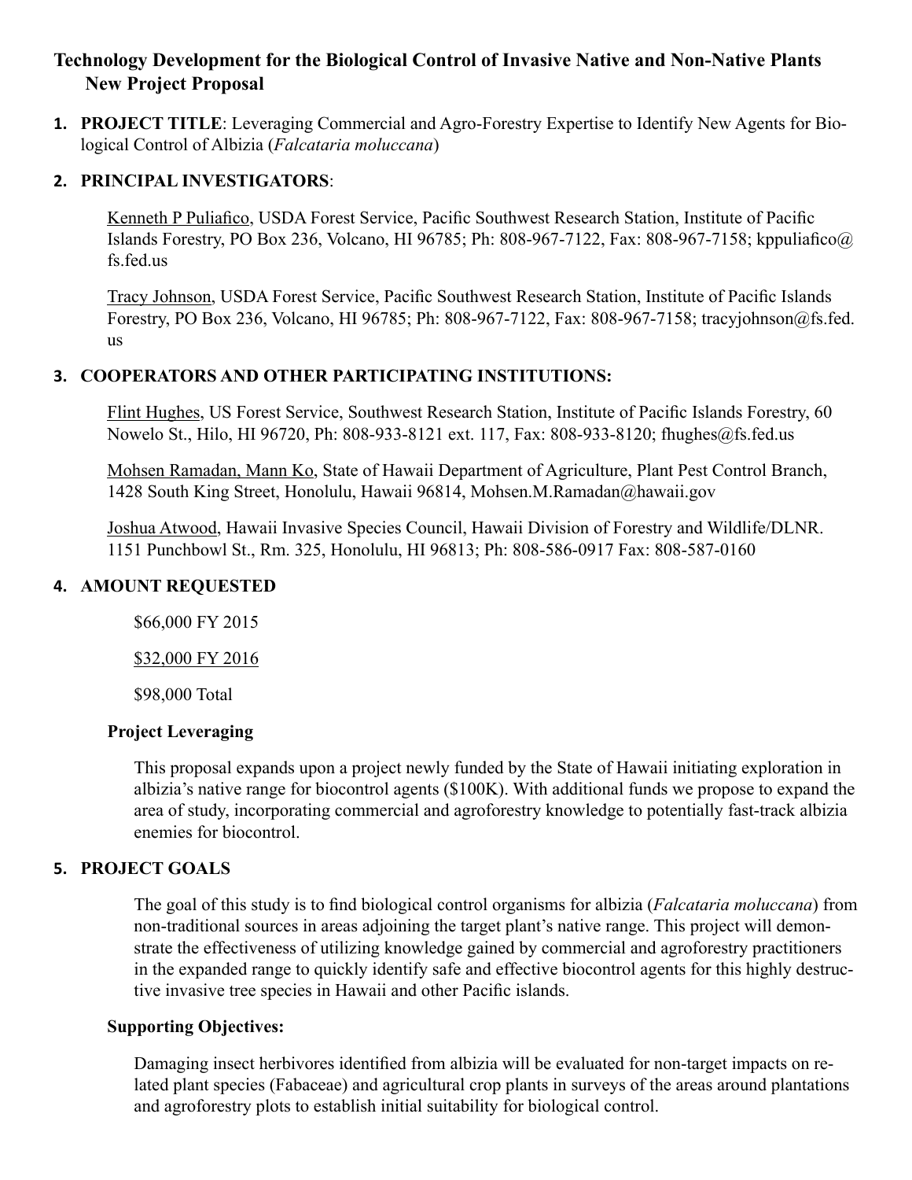# Technology Development for the Biological Control of Invasive Native and Non-Native Plants New Project Proposal

**1. PROJECT TITLE**: Leveraging Commercial and Agro-Forestry Expertise to Identify New Agents for Biological Control of Albizia (*Falcataria moluccana*)

**2. PRINCIPAL INVESTIGATORS**:

Kenneth P Puliafico, USDA Forest Service, Pacific Southwest Research Station, Institute of Pacific Islands Forestry, PO Box 236, Volcano, HI 96785; Ph: 808-967-7122, Fax: 808-967-7158; kppuliafico@fs.fed.us

Tracy Johnson, USDA Forest Service, Pacific Southwest Research Station, Institute of Pacific Islands Forestry, PO Box 236, Volcano, HI 96785; Ph: 808-967-7122, Fax: 808-967-7158; tracyjohnson@fs.fed.us

**3. COOPERATORS AND OTHER PARTICIPATING INSTITUTIONS:**

Flint Hughes, US Forest Service, Southwest Research Station, Institute of Pacific Islands Forestry, 60 Nowelo St., Hilo, HI 96720, Ph: 808-933-8121 ext. 117, Fax: 808-933-8120; fhughes@fs.fed.us

Mohsen Ramadan, Mann Ko, State of Hawaii Department of Agriculture, Plant Pest Control Branch, 1428 South King Street, Honolulu, Hawaii 96814, Mohsen.M.Ramadan@hawaii.gov

Joshua Atwood, Hawaii Invasive Species Council, Hawaii Division of Forestry and Wildlife/DLNR. 1151 Punchbowl St., Rm. 325, Honolulu, HI 96813; Ph: 808-586-0917 Fax: 808-587-0160

**4. AMOUNT REQUESTED**

$66,000 FY 2015

$32,000 FY 2016

$98,000 Total

**Project Leveraging**

This proposal expands upon a project newly funded by the State of Hawaii initiating exploration in albizia's native range for biocontrol agents ($100K). With additional funds we propose to expand the area of study, incorporating commercial and agroforestry knowledge to potentially fast-track albizia enemies for biocontrol.

**5. PROJECT GOALS**

The goal of this study is to find biological control organisms for albizia (*Falcataria moluccana*) from non-traditional sources in areas adjoining the target plant's native range. This project will demonstrate the effectiveness of utilizing knowledge gained by commercial and agroforestry practitioners in the expanded range to quickly identify safe and effective biocontrol agents for this highly destructive invasive tree species in Hawaii and other Pacific islands.

**Supporting Objectives:**

Damaging insect herbivores identified from albizia will be evaluated for non-target impacts on related plant species (Fabaceae) and agricultural crop plants in surveys of the areas around plantations and agroforestry plots to establish initial suitability for biological control.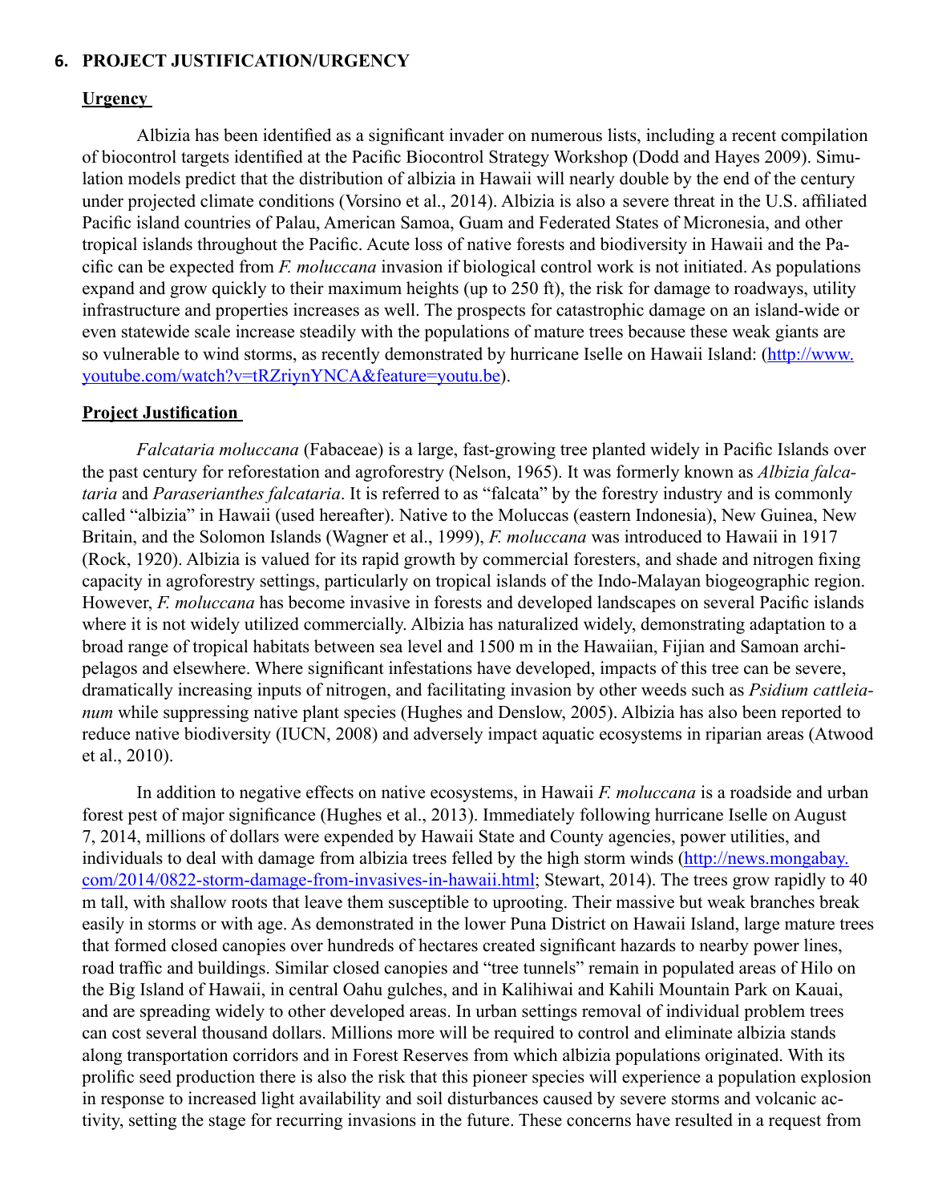## 6. PROJECT JUSTIFICATION/URGENCY

### Urgency

Albizia has been identified as a significant invader on numerous lists, including a recent compilation of biocontrol targets identified at the Pacific Biocontrol Strategy Workshop (Dodd and Hayes 2009). Simulation models predict that the distribution of albizia in Hawaii will nearly double by the end of the century under projected climate conditions (Vorsino et al., 2014). Albizia is also a severe threat in the U.S. affiliated Pacific island countries of Palau, American Samoa, Guam and Federated States of Micronesia, and other tropical islands throughout the Pacific. Acute loss of native forests and biodiversity in Hawaii and the Pacific can be expected from *F. moluccana* invasion if biological control work is not initiated. As populations expand and grow quickly to their maximum heights (up to 250 ft), the risk for damage to roadways, utility infrastructure and properties increases as well. The prospects for catastrophic damage on an island-wide or even statewide scale increase steadily with the populations of mature trees because these weak giants are so vulnerable to wind storms, as recently demonstrated by hurricane Iselle on Hawaii Island: (http://www.youtube.com/watch?v=tRZriynYNCA&feature=youtu.be).

### Project Justification

*Falcataria moluccana* (Fabaceae) is a large, fast-growing tree planted widely in Pacific Islands over the past century for reforestation and agroforestry (Nelson, 1965). It was formerly known as *Albizia falcataria* and *Paraserianthes falcataria*. It is referred to as "falcata" by the forestry industry and is commonly called "albizia" in Hawaii (used hereafter). Native to the Moluccas (eastern Indonesia), New Guinea, New Britain, and the Solomon Islands (Wagner et al., 1999), *F. moluccana* was introduced to Hawaii in 1917 (Rock, 1920). Albizia is valued for its rapid growth by commercial foresters, and shade and nitrogen fixing capacity in agroforestry settings, particularly on tropical islands of the Indo-Malayan biogeographic region. However, *F. moluccana* has become invasive in forests and developed landscapes on several Pacific islands where it is not widely utilized commercially. Albizia has naturalized widely, demonstrating adaptation to a broad range of tropical habitats between sea level and 1500 m in the Hawaiian, Fijian and Samoan archipelagos and elsewhere. Where significant infestations have developed, impacts of this tree can be severe, dramatically increasing inputs of nitrogen, and facilitating invasion by other weeds such as *Psidium cattleianum* while suppressing native plant species (Hughes and Denslow, 2005). Albizia has also been reported to reduce native biodiversity (IUCN, 2008) and adversely impact aquatic ecosystems in riparian areas (Atwood et al., 2010).

In addition to negative effects on native ecosystems, in Hawaii *F. moluccana* is a roadside and urban forest pest of major significance (Hughes et al., 2013). Immediately following hurricane Iselle on August 7, 2014, millions of dollars were expended by Hawaii State and County agencies, power utilities, and individuals to deal with damage from albizia trees felled by the high storm winds (http://news.mongabay.com/2014/0822-storm-damage-from-invasives-in-hawaii.html; Stewart, 2014). The trees grow rapidly to 40 m tall, with shallow roots that leave them susceptible to uprooting. Their massive but weak branches break easily in storms or with age. As demonstrated in the lower Puna District on Hawaii Island, large mature trees that formed closed canopies over hundreds of hectares created significant hazards to nearby power lines, road traffic and buildings. Similar closed canopies and "tree tunnels" remain in populated areas of Hilo on the Big Island of Hawaii, in central Oahu gulches, and in Kalihiwai and Kahili Mountain Park on Kauai, and are spreading widely to other developed areas. In urban settings removal of individual problem trees can cost several thousand dollars. Millions more will be required to control and eliminate albizia stands along transportation corridors and in Forest Reserves from which albizia populations originated. With its prolific seed production there is also the risk that this pioneer species will experience a population explosion in response to increased light availability and soil disturbances caused by severe storms and volcanic activity, setting the stage for recurring invasions in the future. These concerns have resulted in a request from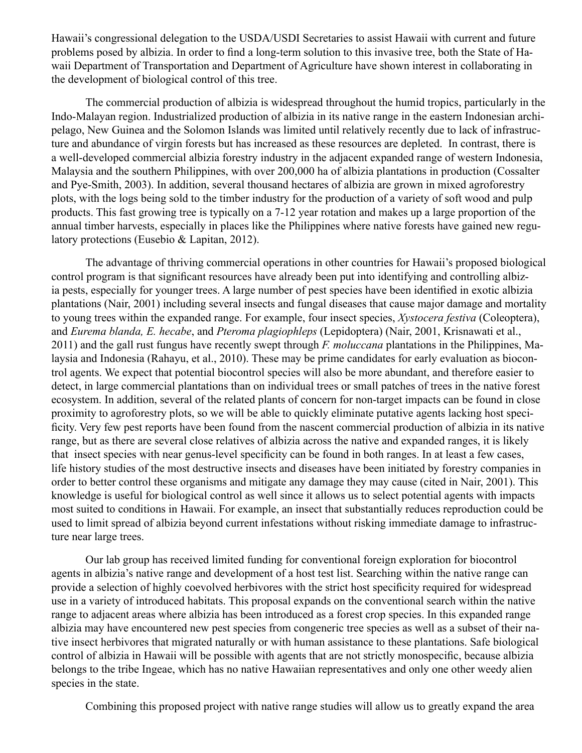Hawaii's congressional delegation to the USDA/USDI Secretaries to assist Hawaii with current and future problems posed by albizia. In order to find a long-term solution to this invasive tree, both the State of Hawaii Department of Transportation and Department of Agriculture have shown interest in collaborating in the development of biological control of this tree.

The commercial production of albizia is widespread throughout the humid tropics, particularly in the Indo-Malayan region. Industrialized production of albizia in its native range in the eastern Indonesian archipelago, New Guinea and the Solomon Islands was limited until relatively recently due to lack of infrastructure and abundance of virgin forests but has increased as these resources are depleted. In contrast, there is a well-developed commercial albizia forestry industry in the adjacent expanded range of western Indonesia, Malaysia and the southern Philippines, with over 200,000 ha of albizia plantations in production (Cossalter and Pye-Smith, 2003). In addition, several thousand hectares of albizia are grown in mixed agroforestry plots, with the logs being sold to the timber industry for the production of a variety of soft wood and pulp products. This fast growing tree is typically on a 7-12 year rotation and makes up a large proportion of the annual timber harvests, especially in places like the Philippines where native forests have gained new regulatory protections (Eusebio & Lapitan, 2012).

The advantage of thriving commercial operations in other countries for Hawaii's proposed biological control program is that significant resources have already been put into identifying and controlling albizia pests, especially for younger trees. A large number of pest species have been identified in exotic albizia plantations (Nair, 2001) including several insects and fungal diseases that cause major damage and mortality to young trees within the expanded range. For example, four insect species, *Xystocera festiva* (Coleoptera), and *Eurema blanda, E. hecabe*, and *Pteroma plagiophleps* (Lepidoptera) (Nair, 2001, Krisnawati et al., 2011) and the gall rust fungus have recently swept through *F. moluccana* plantations in the Philippines, Malaysia and Indonesia (Rahayu, et al., 2010). These may be prime candidates for early evaluation as biocontrol agents. We expect that potential biocontrol species will also be more abundant, and therefore easier to detect, in large commercial plantations than on individual trees or small patches of trees in the native forest ecosystem. In addition, several of the related plants of concern for non-target impacts can be found in close proximity to agroforestry plots, so we will be able to quickly eliminate putative agents lacking host specificity. Very few pest reports have been found from the nascent commercial production of albizia in its native range, but as there are several close relatives of albizia across the native and expanded ranges, it is likely that insect species with near genus-level specificity can be found in both ranges. In at least a few cases, life history studies of the most destructive insects and diseases have been initiated by forestry companies in order to better control these organisms and mitigate any damage they may cause (cited in Nair, 2001). This knowledge is useful for biological control as well since it allows us to select potential agents with impacts most suited to conditions in Hawaii. For example, an insect that substantially reduces reproduction could be used to limit spread of albizia beyond current infestations without risking immediate damage to infrastructure near large trees.

Our lab group has received limited funding for conventional foreign exploration for biocontrol agents in albizia's native range and development of a host test list. Searching within the native range can provide a selection of highly coevolved herbivores with the strict host specificity required for widespread use in a variety of introduced habitats. This proposal expands on the conventional search within the native range to adjacent areas where albizia has been introduced as a forest crop species. In this expanded range albizia may have encountered new pest species from congeneric tree species as well as a subset of their native insect herbivores that migrated naturally or with human assistance to these plantations. Safe biological control of albizia in Hawaii will be possible with agents that are not strictly monospecific, because albizia belongs to the tribe Ingeae, which has no native Hawaiian representatives and only one other weedy alien species in the state.

Combining this proposed project with native range studies will allow us to greatly expand the area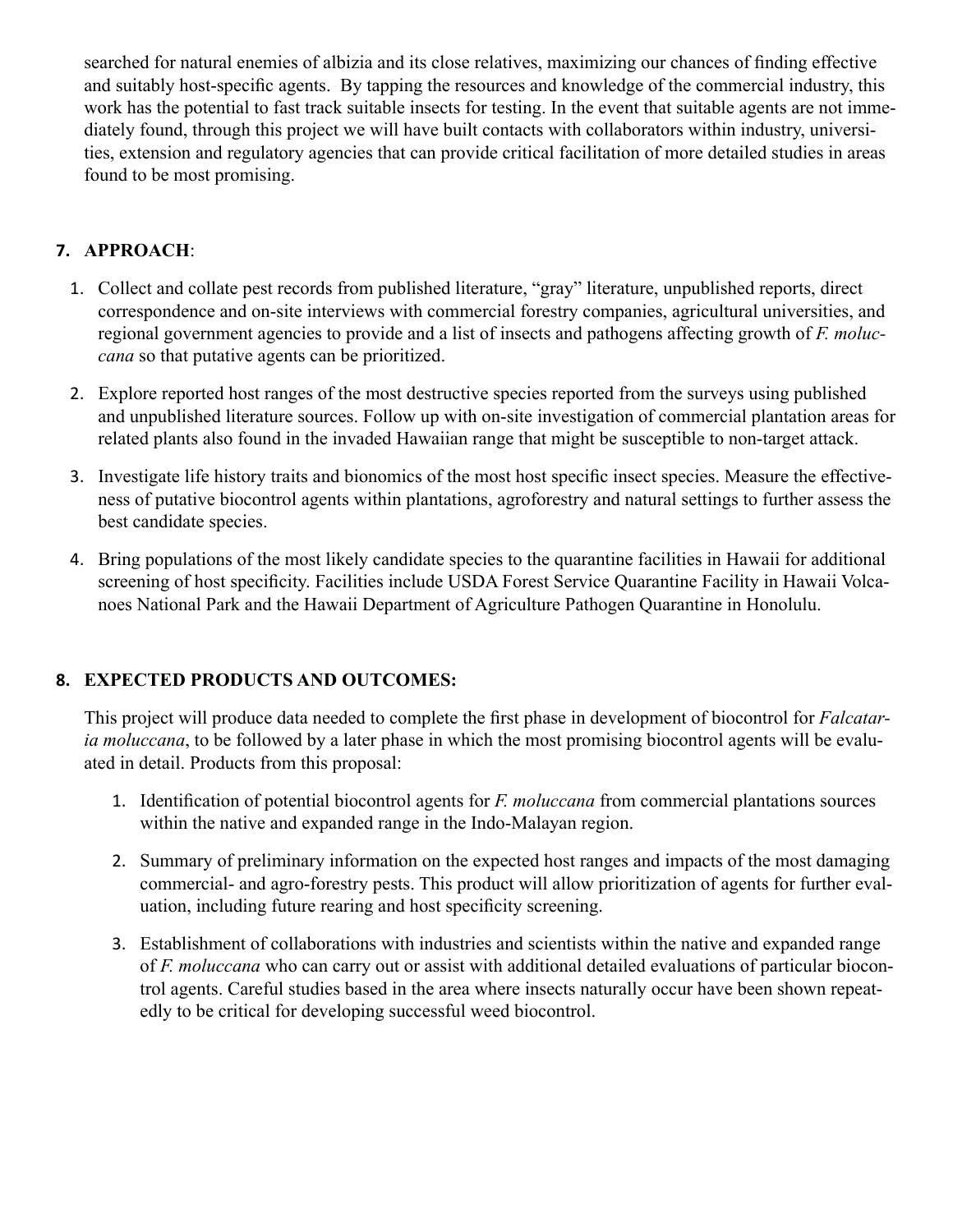searched for natural enemies of albizia and its close relatives, maximizing our chances of finding effective and suitably host-specific agents. By tapping the resources and knowledge of the commercial industry, this work has the potential to fast track suitable insects for testing. In the event that suitable agents are not immediately found, through this project we will have built contacts with collaborators within industry, universities, extension and regulatory agencies that can provide critical facilitation of more detailed studies in areas found to be most promising.

## 7. APPROACH:

1. Collect and collate pest records from published literature, "gray" literature, unpublished reports, direct correspondence and on-site interviews with commercial forestry companies, agricultural universities, and regional government agencies to provide and a list of insects and pathogens affecting growth of *F. moluccana* so that putative agents can be prioritized.
2. Explore reported host ranges of the most destructive species reported from the surveys using published and unpublished literature sources. Follow up with on-site investigation of commercial plantation areas for related plants also found in the invaded Hawaiian range that might be susceptible to non-target attack.
3. Investigate life history traits and bionomics of the most host specific insect species. Measure the effectiveness of putative biocontrol agents within plantations, agroforestry and natural settings to further assess the best candidate species.
4. Bring populations of the most likely candidate species to the quarantine facilities in Hawaii for additional screening of host specificity. Facilities include USDA Forest Service Quarantine Facility in Hawaii Volcanoes National Park and the Hawaii Department of Agriculture Pathogen Quarantine in Honolulu.

## 8. EXPECTED PRODUCTS AND OUTCOMES:

This project will produce data needed to complete the first phase in development of biocontrol for *Falcataria moluccana*, to be followed by a later phase in which the most promising biocontrol agents will be evaluated in detail. Products from this proposal:

1. Identification of potential biocontrol agents for *F. moluccana* from commercial plantations sources within the native and expanded range in the Indo-Malayan region.
2. Summary of preliminary information on the expected host ranges and impacts of the most damaging commercial- and agro-forestry pests. This product will allow prioritization of agents for further evaluation, including future rearing and host specificity screening.
3. Establishment of collaborations with industries and scientists within the native and expanded range of *F. moluccana* who can carry out or assist with additional detailed evaluations of particular biocontrol agents. Careful studies based in the area where insects naturally occur have been shown repeatedly to be critical for developing successful weed biocontrol.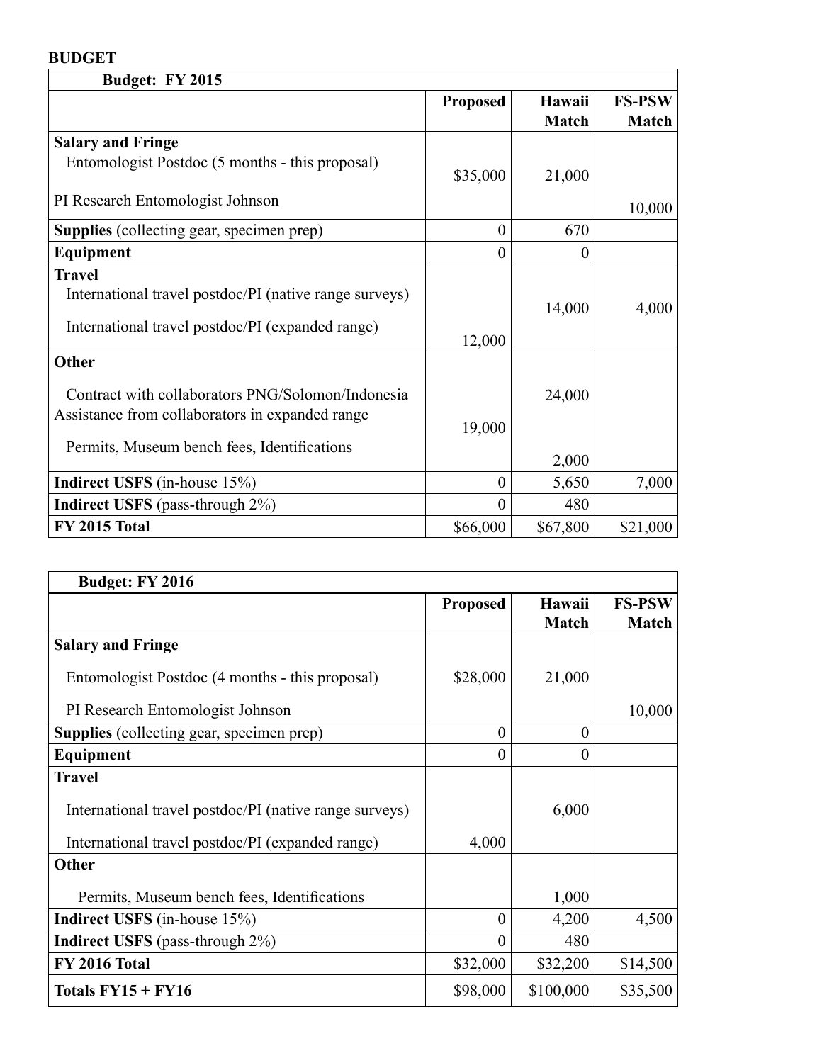**BUDGET**

| Budget: FY 2015 | | | |
|---|---|---|---|
| | **Proposed** | **Hawaii Match** | **FS-PSW Match** |
| **Salary and Fringe** | | | |
| Entomologist Postdoc (5 months - this proposal) | $35,000 | 21,000 | |
| PI Research Entomologist Johnson | | | 10,000 |
| **Supplies** (collecting gear, specimen prep) | 0 | 670 | |
| **Equipment** | 0 | 0 | |
| **Travel** | | | |
| International travel postdoc/PI (native range surveys) | | 14,000 | 4,000 |
| International travel postdoc/PI (expanded range) | 12,000 | | |
| **Other** | | | |
| Contract with collaborators PNG/Solomon/Indonesia | | 24,000 | |
| Assistance from collaborators in expanded range | 19,000 | | |
| Permits, Museum bench fees, Identifications | | 2,000 | |
| **Indirect USFS** (in-house 15%) | 0 | 5,650 | 7,000 |
| **Indirect USFS** (pass-through 2%) | 0 | 480 | |
| **FY 2015 Total** | $66,000 | $67,800 | $21,000 |

| Budget: FY 2016 | | | |
|---|---|---|---|
| | **Proposed** | **Hawaii Match** | **FS-PSW Match** |
| **Salary and Fringe** | | | |
| Entomologist Postdoc (4 months - this proposal) | $28,000 | 21,000 | |
| PI Research Entomologist Johnson | | | 10,000 |
| **Supplies** (collecting gear, specimen prep) | 0 | 0 | |
| **Equipment** | 0 | 0 | |
| **Travel** | | | |
| International travel postdoc/PI (native range surveys) | | 6,000 | |
| International travel postdoc/PI (expanded range) | 4,000 | | |
| **Other** | | | |
| Permits, Museum bench fees, Identifications | | 1,000 | |
| **Indirect USFS** (in-house 15%) | 0 | 4,200 | 4,500 |
| **Indirect USFS** (pass-through 2%) | 0 | 480 | |
| **FY 2016 Total** | $32,000 | $32,200 | $14,500 |
| **Totals FY15 + FY16** | $98,000 | $100,000 | $35,500 |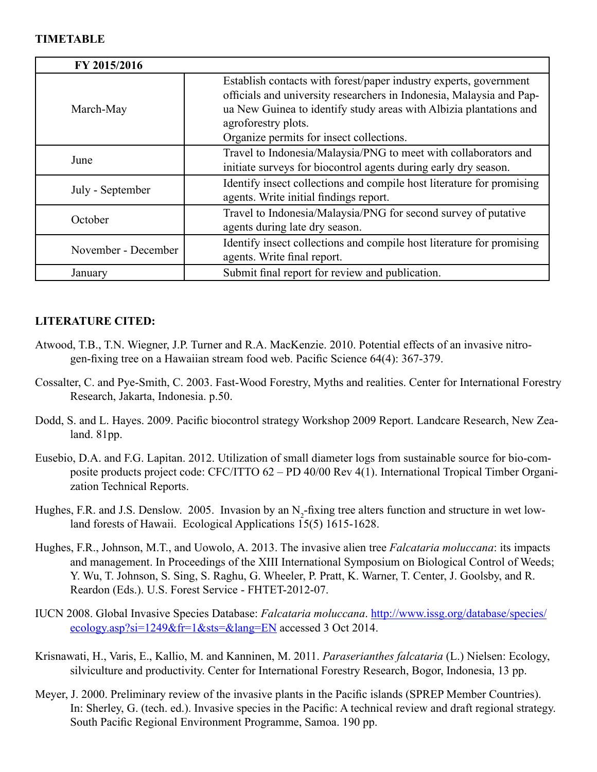**TIMETABLE**

| FY 2015/2016 | |
|---|---|
| March-May | Establish contacts with forest/paper industry experts, government officials and university researchers in Indonesia, Malaysia and Papua New Guinea to identify study areas with Albizia plantations and agroforestry plots.<br>Organize permits for insect collections. |
| June | Travel to Indonesia/Malaysia/PNG to meet with collaborators and initiate surveys for biocontrol agents during early dry season. |
| July - September | Identify insect collections and compile host literature for promising agents. Write initial findings report. |
| October | Travel to Indonesia/Malaysia/PNG for second survey of putative agents during late dry season. |
| November - December | Identify insect collections and compile host literature for promising agents. Write final report. |
| January | Submit final report for review and publication. |

**LITERATURE CITED:**

Atwood, T.B., T.N. Wiegner, J.P. Turner and R.A. MacKenzie. 2010. Potential effects of an invasive nitrogen-fixing tree on a Hawaiian stream food web. Pacific Science 64(4): 367-379.

Cossalter, C. and Pye-Smith, C. 2003. Fast-Wood Forestry, Myths and realities. Center for International Forestry Research, Jakarta, Indonesia. p.50.

Dodd, S. and L. Hayes. 2009. Pacific biocontrol strategy Workshop 2009 Report. Landcare Research, New Zealand. 81pp.

Eusebio, D.A. and F.G. Lapitan. 2012. Utilization of small diameter logs from sustainable source for bio-composite products project code: CFC/ITTO 62 – PD 40/00 Rev 4(1). International Tropical Timber Organization Technical Reports.

Hughes, F.R. and J.S. Denslow. 2005. Invasion by an $N_2$-fixing tree alters function and structure in wet lowland forests of Hawaii. Ecological Applications 15(5) 1615-1628.

Hughes, F.R., Johnson, M.T., and Uowolo, A. 2013. The invasive alien tree *Falcataria moluccana*: its impacts and management. In Proceedings of the XIII International Symposium on Biological Control of Weeds; Y. Wu, T. Johnson, S. Sing, S. Raghu, G. Wheeler, P. Pratt, K. Warner, T. Center, J. Goolsby, and R. Reardon (Eds.). U.S. Forest Service - FHTET-2012-07.

IUCN 2008. Global Invasive Species Database: *Falcataria moluccana*. http://www.issg.org/database/species/ecology.asp?si=1249&fr=1&sts=&lang=EN accessed 3 Oct 2014.

Krisnawati, H., Varis, E., Kallio, M. and Kanninen, M. 2011. *Paraserianthes falcataria* (L.) Nielsen: Ecology, silviculture and productivity. Center for International Forestry Research, Bogor, Indonesia, 13 pp.

Meyer, J. 2000. Preliminary review of the invasive plants in the Pacific islands (SPREP Member Countries). In: Sherley, G. (tech. ed.). Invasive species in the Pacific: A technical review and draft regional strategy. South Pacific Regional Environment Programme, Samoa. 190 pp.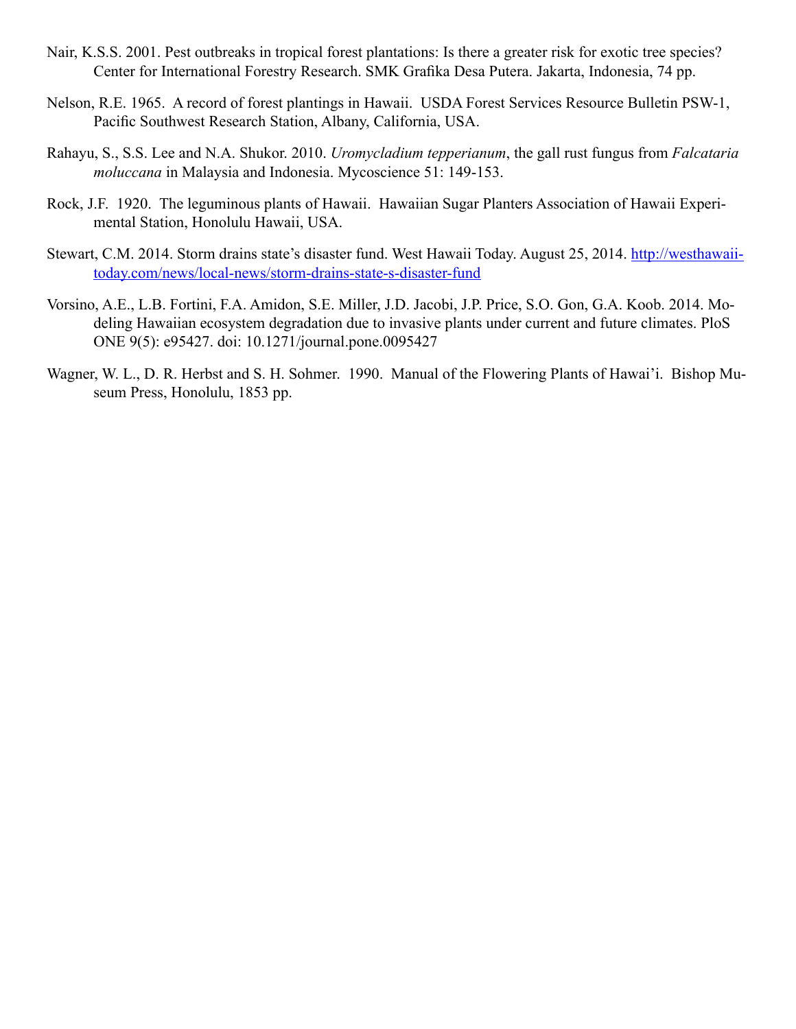Nair, K.S.S. 2001. Pest outbreaks in tropical forest plantations: Is there a greater risk for exotic tree species? Center for International Forestry Research. SMK Grafika Desa Putera. Jakarta, Indonesia, 74 pp.

Nelson, R.E. 1965. A record of forest plantings in Hawaii. USDA Forest Services Resource Bulletin PSW-1, Pacific Southwest Research Station, Albany, California, USA.

Rahayu, S., S.S. Lee and N.A. Shukor. 2010. *Uromycladium tepperianum*, the gall rust fungus from *Falcataria moluccana* in Malaysia and Indonesia. Mycoscience 51: 149-153.

Rock, J.F. 1920. The leguminous plants of Hawaii. Hawaiian Sugar Planters Association of Hawaii Experimental Station, Honolulu Hawaii, USA.

Stewart, C.M. 2014. Storm drains state's disaster fund. West Hawaii Today. August 25, 2014. [http://westhawaiitoday.com/news/local-news/storm-drains-state-s-disaster-fund](http://westhawaiitoday.com/news/local-news/storm-drains-state-s-disaster-fund)

Vorsino, A.E., L.B. Fortini, F.A. Amidon, S.E. Miller, J.D. Jacobi, J.P. Price, S.O. Gon, G.A. Koob. 2014. Modeling Hawaiian ecosystem degradation due to invasive plants under current and future climates. PloS ONE 9(5): e95427. doi: 10.1271/journal.pone.0095427

Wagner, W. L., D. R. Herbst and S. H. Sohmer. 1990. Manual of the Flowering Plants of Hawai'i. Bishop Museum Press, Honolulu, 1853 pp.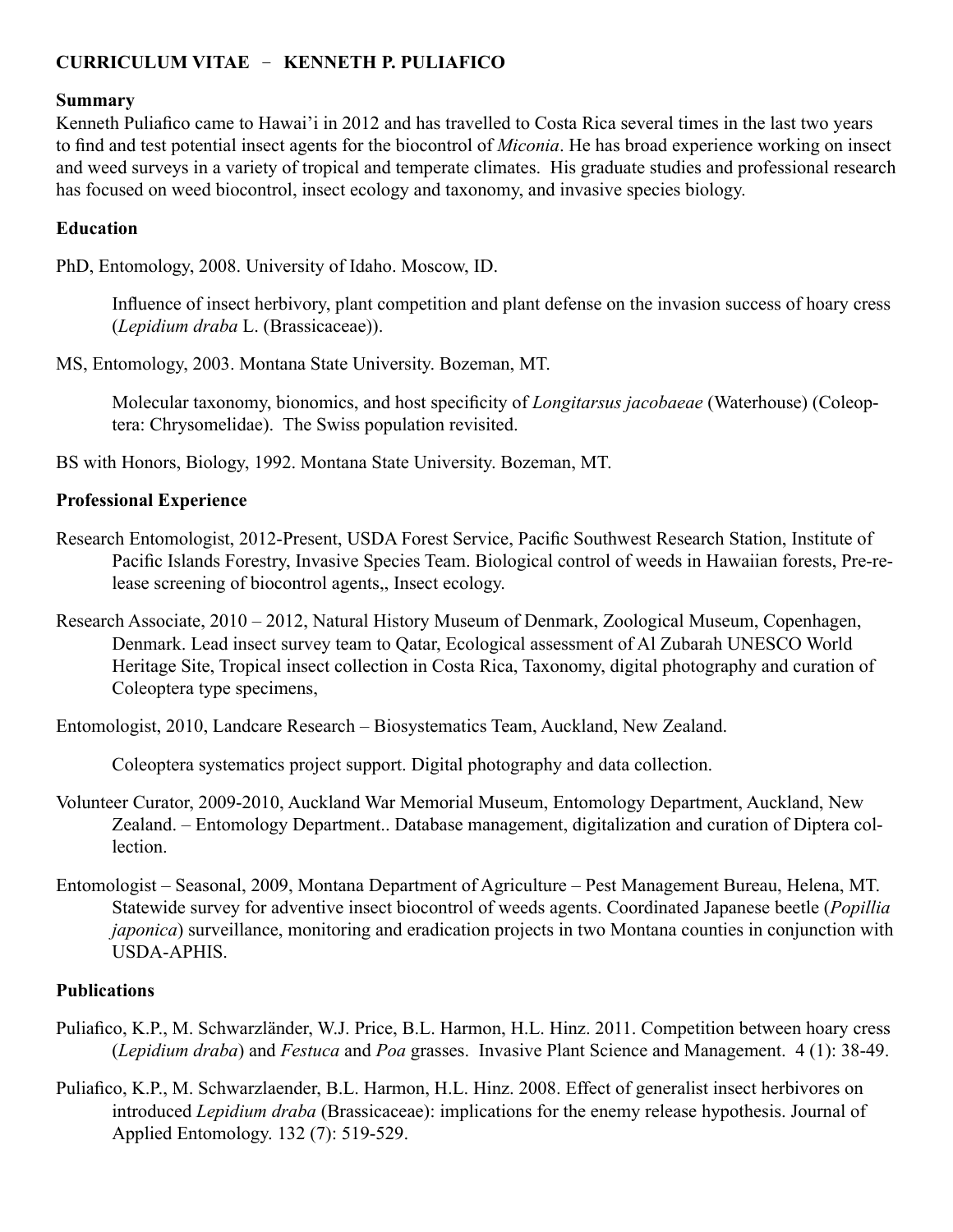**CURRICULUM VITAE – KENNETH P. PULIAFICO**

**Summary**

Kenneth Puliafico came to Hawai'i in 2012 and has travelled to Costa Rica several times in the last two years to find and test potential insect agents for the biocontrol of *Miconia*. He has broad experience working on insect and weed surveys in a variety of tropical and temperate climates. His graduate studies and professional research has focused on weed biocontrol, insect ecology and taxonomy, and invasive species biology.

**Education**

PhD, Entomology, 2008. University of Idaho. Moscow, ID.

> Influence of insect herbivory, plant competition and plant defense on the invasion success of hoary cress (*Lepidium draba* L. (Brassicaceae)).

MS, Entomology, 2003. Montana State University. Bozeman, MT.

> Molecular taxonomy, bionomics, and host specificity of *Longitarsus jacobaeae* (Waterhouse) (Coleoptera: Chrysomelidae). The Swiss population revisited.

BS with Honors, Biology, 1992. Montana State University. Bozeman, MT.

**Professional Experience**

Research Entomologist, 2012-Present, USDA Forest Service, Pacific Southwest Research Station, Institute of Pacific Islands Forestry, Invasive Species Team. Biological control of weeds in Hawaiian forests, Pre-release screening of biocontrol agents,, Insect ecology.

Research Associate, 2010 – 2012, Natural History Museum of Denmark, Zoological Museum, Copenhagen, Denmark. Lead insect survey team to Qatar, Ecological assessment of Al Zubarah UNESCO World Heritage Site, Tropical insect collection in Costa Rica, Taxonomy, digital photography and curation of Coleoptera type specimens,

Entomologist, 2010, Landcare Research – Biosystematics Team, Auckland, New Zealand.

> Coleoptera systematics project support. Digital photography and data collection.

Volunteer Curator, 2009-2010, Auckland War Memorial Museum, Entomology Department, Auckland, New Zealand. – Entomology Department.. Database management, digitalization and curation of Diptera collection.

Entomologist – Seasonal, 2009, Montana Department of Agriculture – Pest Management Bureau, Helena, MT. Statewide survey for adventive insect biocontrol of weeds agents. Coordinated Japanese beetle (*Popillia japonica*) surveillance, monitoring and eradication projects in two Montana counties in conjunction with USDA-APHIS.

**Publications**

Puliafico, K.P., M. Schwarzländer, W.J. Price, B.L. Harmon, H.L. Hinz. 2011. Competition between hoary cress (*Lepidium draba*) and *Festuca* and *Poa* grasses. Invasive Plant Science and Management. 4 (1): 38-49.

Puliafico, K.P., M. Schwarzlaender, B.L. Harmon, H.L. Hinz. 2008. Effect of generalist insect herbivores on introduced *Lepidium draba* (Brassicaceae): implications for the enemy release hypothesis. Journal of Applied Entomology. 132 (7): 519-529.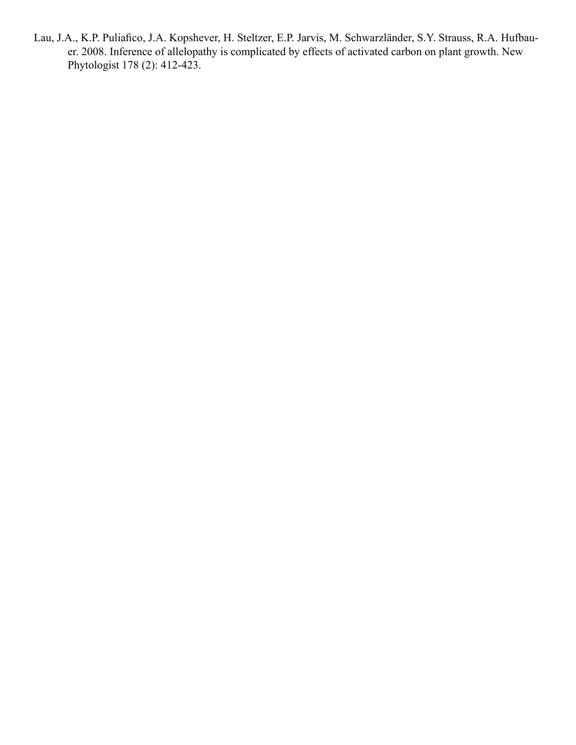Lau, J.A., K.P. Puliafico, J.A. Kopshever, H. Steltzer, E.P. Jarvis, M. Schwarzländer, S.Y. Strauss, R.A. Hufbauer. 2008. Inference of allelopathy is complicated by effects of activated carbon on plant growth. New Phytologist 178 (2): 412-423.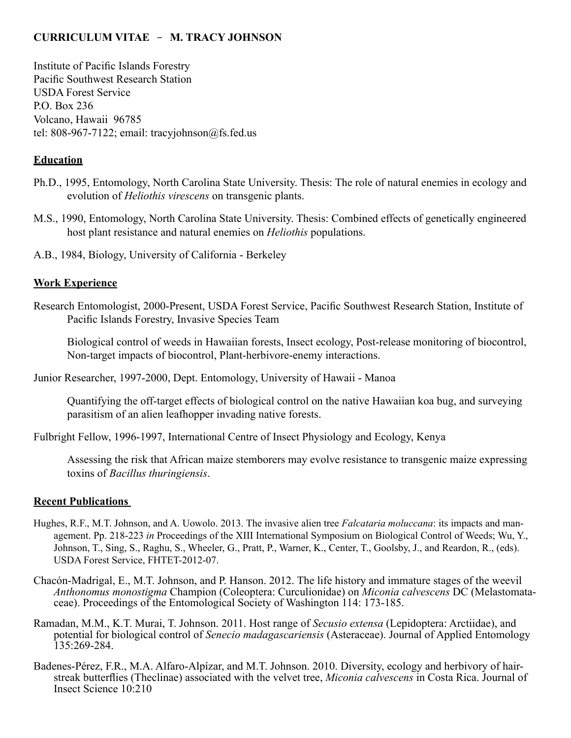**CURRICULUM VITAE – M. TRACY JOHNSON**

Institute of Pacific Islands Forestry
Pacific Southwest Research Station
USDA Forest Service
P.O. Box 236
Volcano, Hawaii 96785
tel: 808-967-7122; email: tracyjohnson@fs.fed.us

## Education

Ph.D., 1995, Entomology, North Carolina State University. Thesis: The role of natural enemies in ecology and evolution of *Heliothis virescens* on transgenic plants.

M.S., 1990, Entomology, North Carolina State University. Thesis: Combined effects of genetically engineered host plant resistance and natural enemies on *Heliothis* populations.

A.B., 1984, Biology, University of California - Berkeley

## Work Experience

Research Entomologist, 2000-Present, USDA Forest Service, Pacific Southwest Research Station, Institute of Pacific Islands Forestry, Invasive Species Team

Biological control of weeds in Hawaiian forests, Insect ecology, Post-release monitoring of biocontrol, Non-target impacts of biocontrol, Plant-herbivore-enemy interactions.

Junior Researcher, 1997-2000, Dept. Entomology, University of Hawaii - Manoa

Quantifying the off-target effects of biological control on the native Hawaiian koa bug, and surveying parasitism of an alien leafhopper invading native forests.

Fulbright Fellow, 1996-1997, International Centre of Insect Physiology and Ecology, Kenya

Assessing the risk that African maize stemborers may evolve resistance to transgenic maize expressing toxins of *Bacillus thuringiensis*.

## Recent Publications

Hughes, R.F., M.T. Johnson, and A. Uowolo. 2013. The invasive alien tree *Falcataria moluccana*: its impacts and management. Pp. 218-223 *in* Proceedings of the XIII International Symposium on Biological Control of Weeds; Wu, Y., Johnson, T., Sing, S., Raghu, S., Wheeler, G., Pratt, P., Warner, K., Center, T., Goolsby, J., and Reardon, R., (eds). USDA Forest Service, FHTET-2012-07.

Chacón-Madrigal, E., M.T. Johnson, and P. Hanson. 2012. The life history and immature stages of the weevil *Anthonomus monostigma* Champion (Coleoptera: Curculionidae) on *Miconia calvescens* DC (Melastomataceae). Proceedings of the Entomological Society of Washington 114: 173-185.

Ramadan, M.M., K.T. Murai, T. Johnson. 2011. Host range of *Secusio extensa* (Lepidoptera: Arctiidae), and potential for biological control of *Senecio madagascariensis* (Asteraceae). Journal of Applied Entomology 135:269-284.

Badenes-Pérez, F.R., M.A. Alfaro-Alpízar, and M.T. Johnson. 2010. Diversity, ecology and herbivory of hairstreak butterflies (Theclinae) associated with the velvet tree, *Miconia calvescens* in Costa Rica. Journal of Insect Science 10:210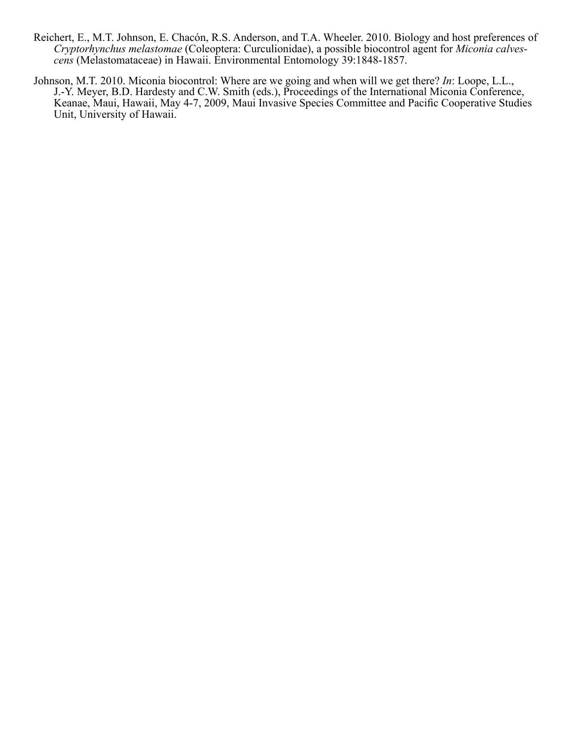Reichert, E., M.T. Johnson, E. Chacón, R.S. Anderson, and T.A. Wheeler. 2010. Biology and host preferences of *Cryptorhynchus melastomae* (Coleoptera: Curculionidae), a possible biocontrol agent for *Miconia calvescens* (Melastomataceae) in Hawaii. Environmental Entomology 39:1848-1857.

Johnson, M.T. 2010. Miconia biocontrol: Where are we going and when will we get there? *In*: Loope, L.L., J.-Y. Meyer, B.D. Hardesty and C.W. Smith (eds.), Proceedings of the International Miconia Conference, Keanae, Maui, Hawaii, May 4-7, 2009, Maui Invasive Species Committee and Pacific Cooperative Studies Unit, University of Hawaii.